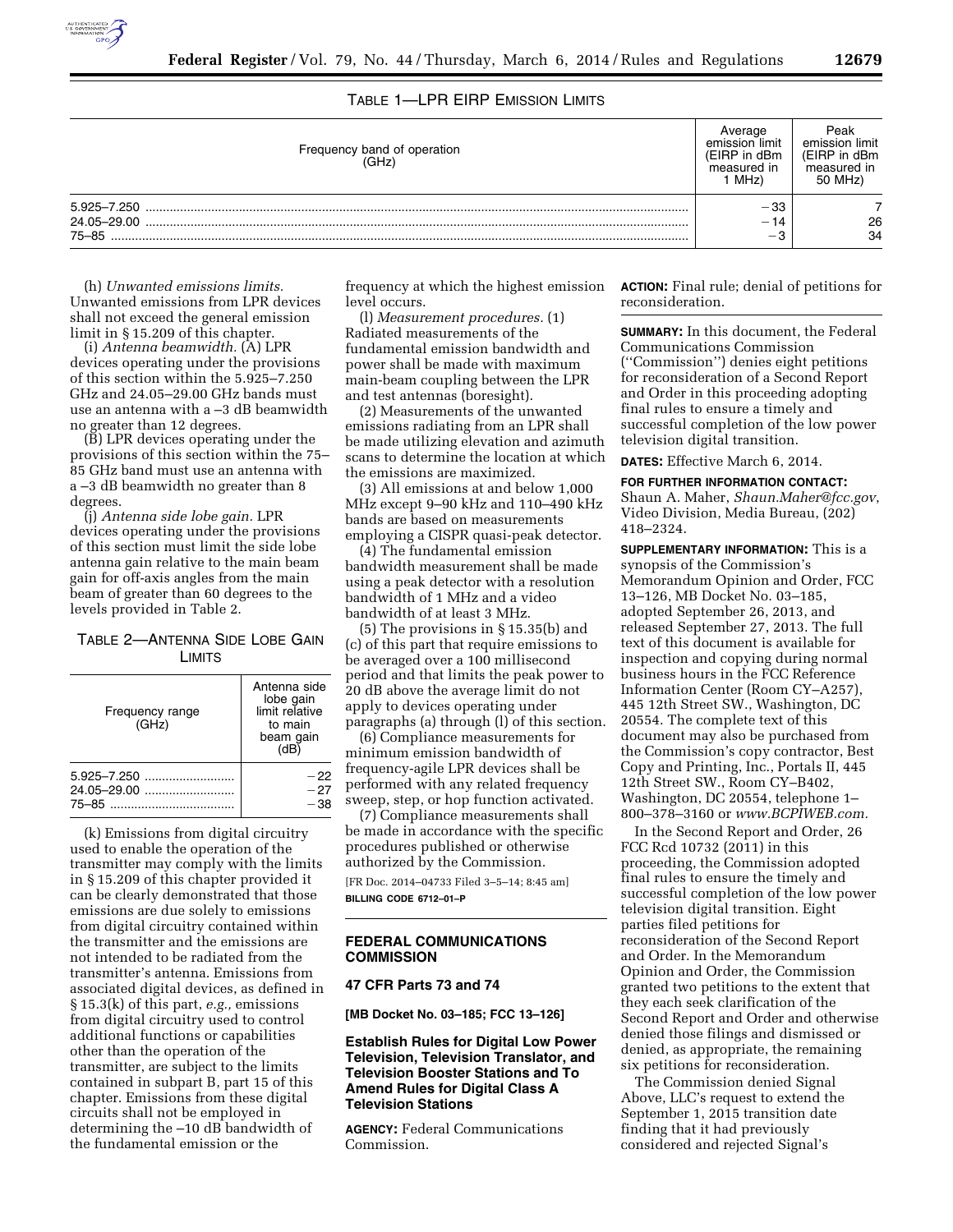TABLE 1—LPR EIRP EMISSION LIMITS

| Frequency band of operation (GHz) | Average emission limit (EIRP in dBm measured in 1 MHz) | Peak emission limit (EIRP in dBm measured in 50 MHz) |
| --- | --- | --- |
| 5.925–7.250 | −33 | 7 |
| 24.05–29.00 | −14 | 26 |
| 75–85 | −3 | 34 |

(h) *Unwanted emissions limits.* Unwanted emissions from LPR devices shall not exceed the general emission limit in § 15.209 of this chapter.

(i) *Antenna beamwidth.* (A) LPR devices operating under the provisions of this section within the 5.925–7.250 GHz and 24.05–29.00 GHz bands must use an antenna with a –3 dB beamwidth no greater than 12 degrees.

(B) LPR devices operating under the provisions of this section within the 75–85 GHz band must use an antenna with a –3 dB beamwidth no greater than 8 degrees.

(j) *Antenna side lobe gain.* LPR devices operating under the provisions of this section must limit the side lobe antenna gain relative to the main beam gain for off-axis angles from the main beam of greater than 60 degrees to the levels provided in Table 2.

TABLE 2—ANTENNA SIDE LOBE GAIN LIMITS

| Frequency range (GHz) | Antenna side lobe gain limit relative to main beam gain (dB) |
| --- | --- |
| 5.925–7.250 | −22 |
| 24.05–29.00 | −27 |
| 75–85 | −38 |

(k) Emissions from digital circuitry used to enable the operation of the transmitter may comply with the limits in § 15.209 of this chapter provided it can be clearly demonstrated that those emissions are due solely to emissions from digital circuitry contained within the transmitter and the emissions are not intended to be radiated from the transmitter's antenna. Emissions from associated digital devices, as defined in § 15.3(k) of this part, *e.g.,* emissions from digital circuitry used to control additional functions or capabilities other than the operation of the transmitter, are subject to the limits contained in subpart B, part 15 of this chapter. Emissions from these digital circuits shall not be employed in determining the –10 dB bandwidth of the fundamental emission or the frequency at which the highest emission level occurs.

(l) *Measurement procedures.* (1) Radiated measurements of the fundamental emission bandwidth and power shall be made with maximum main-beam coupling between the LPR and test antennas (boresight).

(2) Measurements of the unwanted emissions radiating from an LPR shall be made utilizing elevation and azimuth scans to determine the location at which the emissions are maximized.

(3) All emissions at and below 1,000 MHz except 9–90 kHz and 110–490 kHz bands are based on measurements employing a CISPR quasi-peak detector.

(4) The fundamental emission bandwidth measurement shall be made using a peak detector with a resolution bandwidth of 1 MHz and a video bandwidth of at least 3 MHz.

(5) The provisions in § 15.35(b) and (c) of this part that require emissions to be averaged over a 100 millisecond period and that limits the peak power to 20 dB above the average limit do not apply to devices operating under paragraphs (a) through (l) of this section.

(6) Compliance measurements for minimum emission bandwidth of frequency-agile LPR devices shall be performed with any related frequency sweep, step, or hop function activated.

(7) Compliance measurements shall be made in accordance with the specific procedures published or otherwise authorized by the Commission.

[FR Doc. 2014–04733 Filed 3–5–14; 8:45 am]

**BILLING CODE 6712–01–P**

## FEDERAL COMMUNICATIONS COMMISSION

### 47 CFR Parts 73 and 74

**[MB Docket No. 03–185; FCC 13–126]**

### Establish Rules for Digital Low Power Television, Television Translator, and Television Booster Stations and To Amend Rules for Digital Class A Television Stations

**AGENCY:** Federal Communications Commission.

**ACTION:** Final rule; denial of petitions for reconsideration.

**SUMMARY:** In this document, the Federal Communications Commission (''Commission'') denies eight petitions for reconsideration of a Second Report and Order in this proceeding adopting final rules to ensure a timely and successful completion of the low power television digital transition.

**DATES:** Effective March 6, 2014.

**FOR FURTHER INFORMATION CONTACT:** Shaun A. Maher, *Shaun.Maher@fcc.gov*, Video Division, Media Bureau, (202) 418–2324.

**SUPPLEMENTARY INFORMATION:** This is a synopsis of the Commission's Memorandum Opinion and Order, FCC 13–126, MB Docket No. 03–185, adopted September 26, 2013, and released September 27, 2013. The full text of this document is available for inspection and copying during normal business hours in the FCC Reference Information Center (Room CY–A257), 445 12th Street SW., Washington, DC 20554. The complete text of this document may also be purchased from the Commission's copy contractor, Best Copy and Printing, Inc., Portals II, 445 12th Street SW., Room CY–B402, Washington, DC 20554, telephone 1–800–378–3160 or *www.BCPIWEB.com.*

In the Second Report and Order, 26 FCC Rcd 10732 (2011) in this proceeding, the Commission adopted final rules to ensure the timely and successful completion of the low power television digital transition. Eight parties filed petitions for reconsideration of the Second Report and Order. In the Memorandum Opinion and Order, the Commission granted two petitions to the extent that they each seek clarification of the Second Report and Order and otherwise denied those filings and dismissed or denied, as appropriate, the remaining six petitions for reconsideration.

The Commission denied Signal Above, LLC's request to extend the September 1, 2015 transition date finding that it had previously considered and rejected Signal's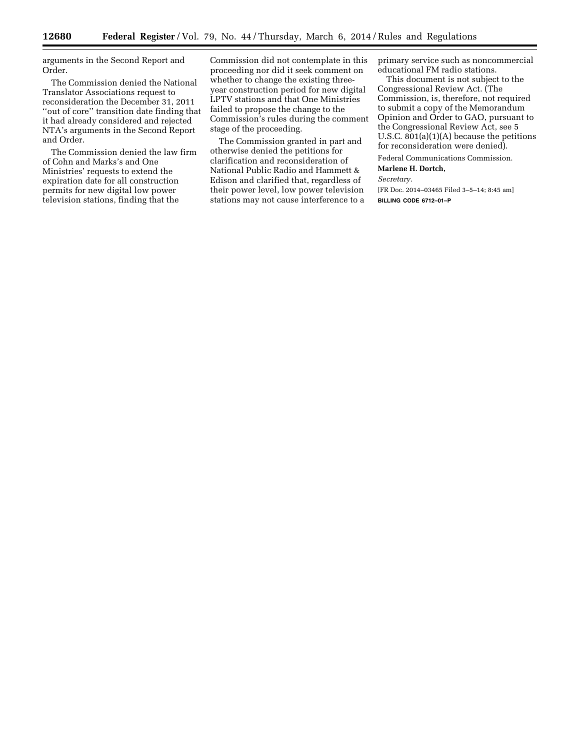arguments in the Second Report and Order.

The Commission denied the National Translator Associations request to reconsideration the December 31, 2011 ''out of core'' transition date finding that it had already considered and rejected NTA's arguments in the Second Report and Order.

The Commission denied the law firm of Cohn and Marks's and One Ministries' requests to extend the expiration date for all construction permits for new digital low power television stations, finding that the Commission did not contemplate in this proceeding nor did it seek comment on whether to change the existing three-year construction period for new digital LPTV stations and that One Ministries failed to propose the change to the Commission's rules during the comment stage of the proceeding.

The Commission granted in part and otherwise denied the petitions for clarification and reconsideration of National Public Radio and Hammett & Edison and clarified that, regardless of their power level, low power television stations may not cause interference to a primary service such as noncommercial educational FM radio stations.

This document is not subject to the Congressional Review Act. (The Commission, is, therefore, not required to submit a copy of the Memorandum Opinion and Order to GAO, pursuant to the Congressional Review Act, see 5 U.S.C. 801(a)(1)(A) because the petitions for reconsideration were denied).

Federal Communications Commission.

**Marlene H. Dortch,**

*Secretary.*

[FR Doc. 2014–03465 Filed 3–5–14; 8:45 am]

**BILLING CODE 6712–01–P**